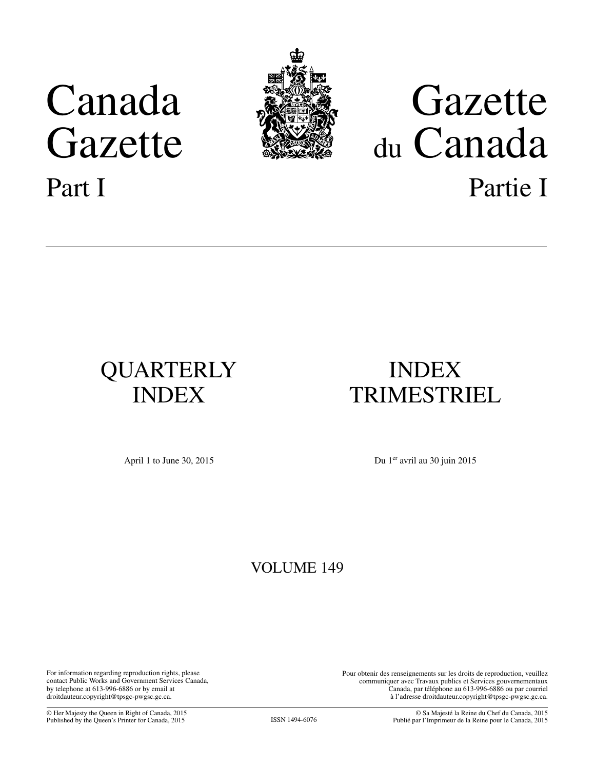# Canada Gazette

## Part I

# Gazette du Canada

## Partie I

---

## QUARTERLY INDEX

April 1 to June 30, 2015

## INDEX TRIMESTRIEL

Du 1er avril au 30 juin 2015

VOLUME 149

For information regarding reproduction rights, please contact Public Works and Government Services Canada, by telephone at 613-996-6886 or by email at droitdauteur.copyright@tpsgc-pwgsc.gc.ca.

Pour obtenir des renseignements sur les droits de reproduction, veuillez communiquer avec Travaux publics et Services gouvernementaux Canada, par téléphone au 613-996-6886 ou par courriel à l'adresse droitdauteur.copyright@tpsgc-pwgsc.gc.ca.

---

© Her Majesty the Queen in Right of Canada, 2015
Published by the Queen's Printer for Canada, 2015

ISSN 1494-6076

© Sa Majesté la Reine du Chef du Canada, 2015
Publié par l'Imprimeur de la Reine pour le Canada, 2015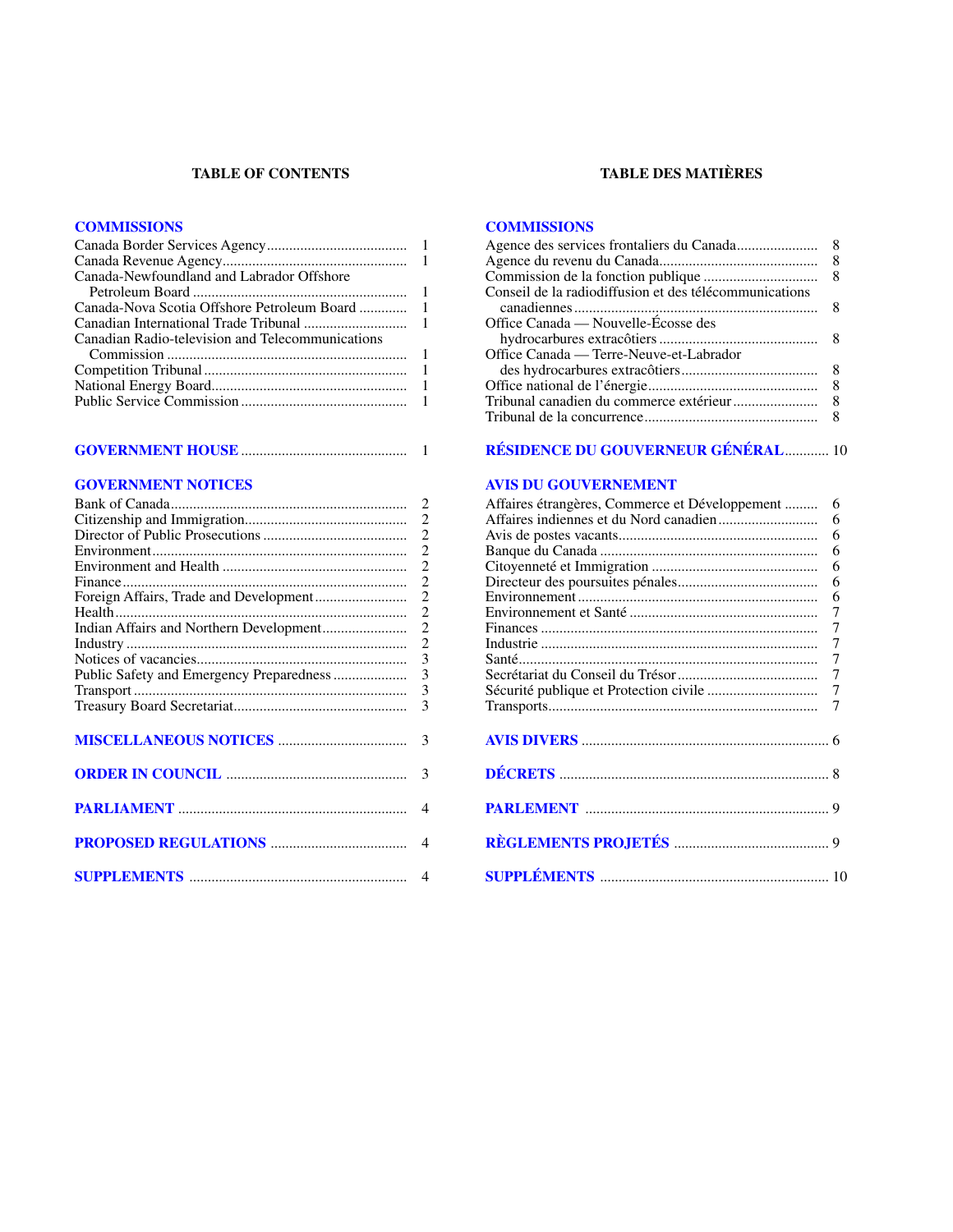## TABLE OF CONTENTS

### COMMISSIONS

| | |
|---|---|
| Canada Border Services Agency | 1 |
| Canada Revenue Agency | 1 |
| Canada-Newfoundland and Labrador Offshore Petroleum Board | 1 |
| Canada-Nova Scotia Offshore Petroleum Board | 1 |
| Canadian International Trade Tribunal | 1 |
| Canadian Radio-television and Telecommunications Commission | 1 |
| Competition Tribunal | 1 |
| National Energy Board | 1 |
| Public Service Commission | 1 |

### GOVERNMENT HOUSE ... 1

### GOVERNMENT NOTICES

| | |
|---|---|
| Bank of Canada | 2 |
| Citizenship and Immigration | 2 |
| Director of Public Prosecutions | 2 |
| Environment | 2 |
| Environment and Health | 2 |
| Finance | 2 |
| Foreign Affairs, Trade and Development | 2 |
| Health | 2 |
| Indian Affairs and Northern Development | 2 |
| Industry | 2 |
| Notices of vacancies | 3 |
| Public Safety and Emergency Preparedness | 3 |
| Transport | 3 |
| Treasury Board Secretariat | 3 |

### MISCELLANEOUS NOTICES ... 3

### ORDER IN COUNCIL ... 3

### PARLIAMENT ... 4

### PROPOSED REGULATIONS ... 4

### SUPPLEMENTS ... 4

## TABLE DES MATIÈRES

### COMMISSIONS

| | |
|---|---|
| Agence des services frontaliers du Canada | 8 |
| Agence du revenu du Canada | 8 |
| Commission de la fonction publique | 8 |
| Conseil de la radiodiffusion et des télécommunications canadiennes | 8 |
| Office Canada — Nouvelle-Écosse des hydrocarbures extracôtiers | 8 |
| Office Canada — Terre-Neuve-et-Labrador des hydrocarbures extracôtiers | 8 |
| Office national de l'énergie | 8 |
| Tribunal canadien du commerce extérieur | 8 |
| Tribunal de la concurrence | 8 |

### RÉSIDENCE DU GOUVERNEUR GÉNÉRAL ... 10

### AVIS DU GOUVERNEMENT

| | |
|---|---|
| Affaires étrangères, Commerce et Développement | 6 |
| Affaires indiennes et du Nord canadien | 6 |
| Avis de postes vacants | 6 |
| Banque du Canada | 6 |
| Citoyenneté et Immigration | 6 |
| Directeur des poursuites pénales | 6 |
| Environnement | 6 |
| Environnement et Santé | 7 |
| Finances | 7 |
| Industrie | 7 |
| Santé | 7 |
| Secrétariat du Conseil du Trésor | 7 |
| Sécurité publique et Protection civile | 7 |
| Transports | 7 |

### AVIS DIVERS ... 6

### DÉCRETS ... 8

### PARLEMENT ... 9

### RÈGLEMENTS PROJETÉS ... 9

### SUPPLÉMENTS ... 10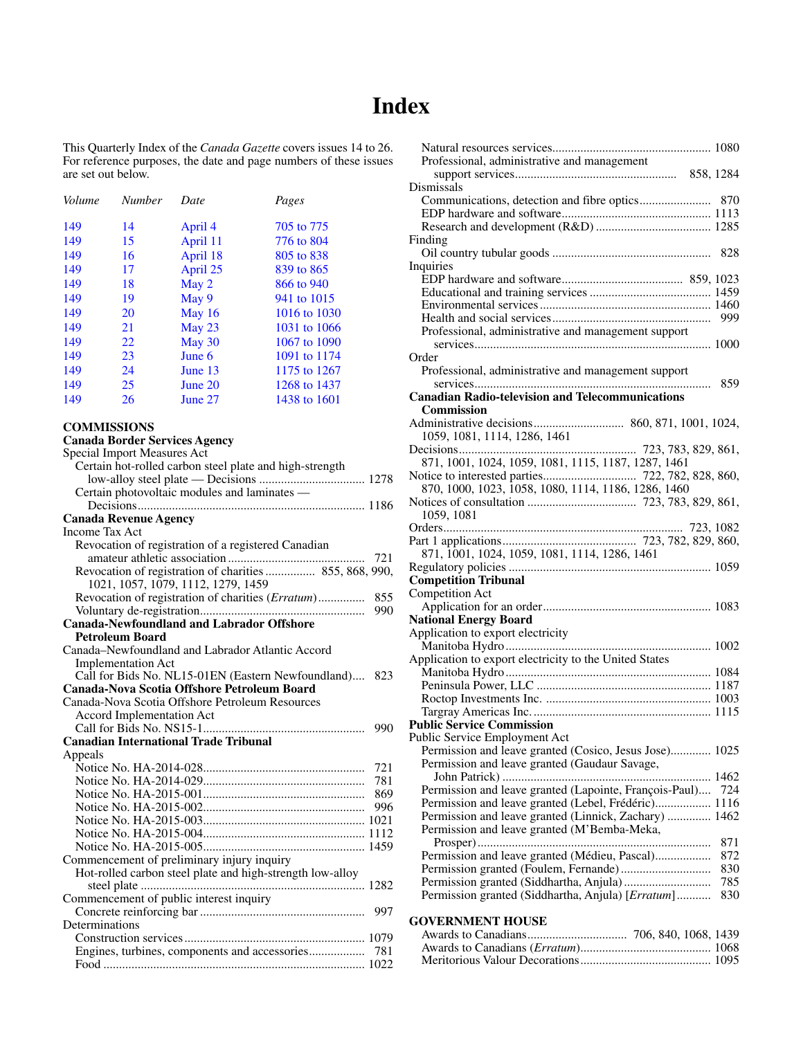# Index

This Quarterly Index of the *Canada Gazette* covers issues 14 to 26. For reference purposes, the date and page numbers of these issues are set out below.

| *Volume* | *Number* | *Date* | *Pages* |
|---|---|---|---|
| 149 | 14 | April 4 | 705 to 775 |
| 149 | 15 | April 11 | 776 to 804 |
| 149 | 16 | April 18 | 805 to 838 |
| 149 | 17 | April 25 | 839 to 865 |
| 149 | 18 | May 2 | 866 to 940 |
| 149 | 19 | May 9 | 941 to 1015 |
| 149 | 20 | May 16 | 1016 to 1030 |
| 149 | 21 | May 23 | 1031 to 1066 |
| 149 | 22 | May 30 | 1067 to 1090 |
| 149 | 23 | June 6 | 1091 to 1174 |
| 149 | 24 | June 13 | 1175 to 1267 |
| 149 | 25 | June 20 | 1268 to 1437 |
| 149 | 26 | June 27 | 1438 to 1601 |

## COMMISSIONS

**Canada Border Services Agency**

Special Import Measures Act
- Certain hot-rolled carbon steel plate and high-strength low-alloy steel plate — Decisions ........ 1278
- Certain photovoltaic modules and laminates — Decisions ........ 1186

**Canada Revenue Agency**

Income Tax Act
- Revocation of registration of a registered Canadian amateur athletic association ........ 721
- Revocation of registration of charities ........ 855, 868, 990, 1021, 1057, 1079, 1112, 1279, 1459
- Revocation of registration of charities (*Erratum*) ........ 855
- Voluntary de-registration ........ 990

**Canada-Newfoundland and Labrador Offshore Petroleum Board**

Canada–Newfoundland and Labrador Atlantic Accord Implementation Act
- Call for Bids No. NL15-01EN (Eastern Newfoundland) ........ 823

**Canada-Nova Scotia Offshore Petroleum Board**

Canada-Nova Scotia Offshore Petroleum Resources Accord Implementation Act
- Call for Bids No. NS15-1 ........ 990

**Canadian International Trade Tribunal**

Appeals
- Notice No. HA-2014-028 ........ 721
- Notice No. HA-2014-029 ........ 781
- Notice No. HA-2015-001 ........ 869
- Notice No. HA-2015-002 ........ 996
- Notice No. HA-2015-003 ........ 1021
- Notice No. HA-2015-004 ........ 1112
- Notice No. HA-2015-005 ........ 1459

Commencement of preliminary injury inquiry
- Hot-rolled carbon steel plate and high-strength low-alloy steel plate ........ 1282

Commencement of public interest inquiry
- Concrete reinforcing bar ........ 997

Determinations
- Construction services ........ 1079
- Engines, turbines, components and accessories ........ 781
- Food ........ 1022
- Natural resources services ........ 1080
- Professional, administrative and management support services ........ 858, 1284

Dismissals
- Communications, detection and fibre optics ........ 870
- EDP hardware and software ........ 1113
- Research and development (R&D) ........ 1285

Finding
- Oil country tubular goods ........ 828

Inquiries
- EDP hardware and software ........ 859, 1023
- Educational and training services ........ 1459
- Environmental services ........ 1460
- Health and social services ........ 999
- Professional, administrative and management support services ........ 1000

Order
- Professional, administrative and management support services ........ 859

**Canadian Radio-television and Telecommunications Commission**

- Administrative decisions ........ 860, 871, 1001, 1024, 1059, 1081, 1114, 1286, 1461
- Decisions ........ 723, 783, 829, 861, 871, 1001, 1024, 1059, 1081, 1115, 1187, 1287, 1461
- Notice to interested parties ........ 722, 782, 828, 860, 870, 1000, 1023, 1058, 1080, 1114, 1186, 1286, 1460
- Notices of consultation ........ 723, 783, 829, 861, 1059, 1081
- Orders ........ 723, 1082
- Part 1 applications ........ 723, 782, 829, 860, 871, 1001, 1024, 1059, 1081, 1114, 1286, 1461
- Regulatory policies ........ 1059

**Competition Tribunal**

Competition Act
- Application for an order ........ 1083

**National Energy Board**

Application to export electricity
- Manitoba Hydro ........ 1002

Application to export electricity to the United States
- Manitoba Hydro ........ 1084
- Peninsula Power, LLC ........ 1187
- Roctop Investments Inc. ........ 1003
- Targray Americas Inc. ........ 1115

**Public Service Commission**

Public Service Employment Act
- Permission and leave granted (Cosico, Jesus Jose) ........ 1025
- Permission and leave granted (Gaudaur Savage, John Patrick) ........ 1462
- Permission and leave granted (Lapointe, François-Paul) ........ 724
- Permission and leave granted (Lebel, Frédéric) ........ 1116
- Permission and leave granted (Linnick, Zachary) ........ 1462
- Permission and leave granted (M'Bemba-Meka, Prosper) ........ 871
- Permission and leave granted (Médieu, Pascal) ........ 872
- Permission granted (Foulem, Fernande) ........ 830
- Permission granted (Siddhartha, Anjula) ........ 785
- Permission granted (Siddhartha, Anjula) [*Erratum*] ........ 830

## GOVERNMENT HOUSE

- Awards to Canadians ........ 706, 840, 1068, 1439
- Awards to Canadians (*Erratum*) ........ 1068
- Meritorious Valour Decorations ........ 1095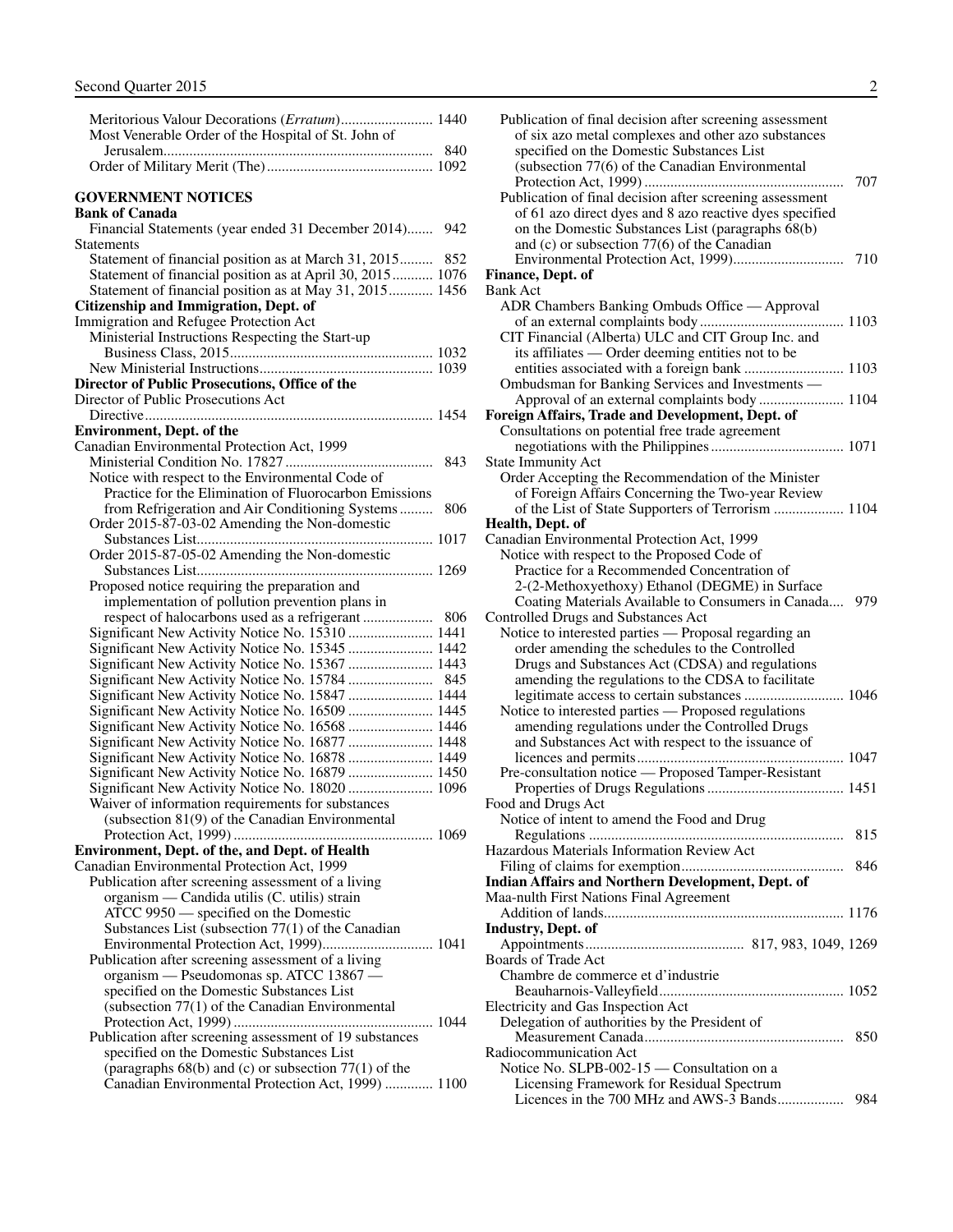Meritorious Valour Decorations (*Erratum*)......................... 1440
Most Venerable Order of the Hospital of St. John of Jerusalem........................................................................ 840
Order of Military Merit (The)............................................ 1092

**GOVERNMENT NOTICES**

**Bank of Canada**

Financial Statements (year ended 31 December 2014)....... 942

Statements

Statement of financial position as at March 31, 2015......... 852
Statement of financial position as at April 30, 2015........... 1076
Statement of financial position as at May 31, 2015............ 1456

**Citizenship and Immigration, Dept. of**

Immigration and Refugee Protection Act

Ministerial Instructions Respecting the Start-up Business Class, 2015...................................................... 1032
New Ministerial Instructions.............................................. 1039

**Director of Public Prosecutions, Office of the**

Director of Public Prosecutions Act

Directive............................................................................. 1454

**Environment, Dept. of the**

Canadian Environmental Protection Act, 1999

Ministerial Condition No. 17827 ........................................ 843
Notice with respect to the Environmental Code of Practice for the Elimination of Fluorocarbon Emissions from Refrigeration and Air Conditioning Systems ......... 806
Order 2015-87-03-02 Amending the Non-domestic Substances List............................................................... 1017
Order 2015-87-05-02 Amending the Non-domestic Substances List............................................................... 1269
Proposed notice requiring the preparation and implementation of pollution prevention plans in respect of halocarbons used as a refrigerant ................... 806
Significant New Activity Notice No. 15310 ....................... 1441
Significant New Activity Notice No. 15345 ....................... 1442
Significant New Activity Notice No. 15367 ....................... 1443
Significant New Activity Notice No. 15784 ....................... 845
Significant New Activity Notice No. 15847 ....................... 1444
Significant New Activity Notice No. 16509 ....................... 1445
Significant New Activity Notice No. 16568 ....................... 1446
Significant New Activity Notice No. 16877 ....................... 1448
Significant New Activity Notice No. 16878 ....................... 1449
Significant New Activity Notice No. 16879 ....................... 1450
Significant New Activity Notice No. 18020 ....................... 1096
Waiver of information requirements for substances (subsection 81(9) of the Canadian Environmental Protection Act, 1999) ...................................................... 1069

**Environment, Dept. of the, and Dept. of Health**

Canadian Environmental Protection Act, 1999

Publication after screening assessment of a living organism — Candida utilis (C. utilis) strain ATCC 9950 — specified on the Domestic Substances List (subsection 77(1) of the Canadian Environmental Protection Act, 1999).............................. 1041
Publication after screening assessment of a living organism — Pseudomonas sp. ATCC 13867 — specified on the Domestic Substances List (subsection 77(1) of the Canadian Environmental Protection Act, 1999) ...................................................... 1044
Publication after screening assessment of 19 substances specified on the Domestic Substances List (paragraphs 68(b) and (c) or subsection 77(1) of the Canadian Environmental Protection Act, 1999) ............. 1100
Publication of final decision after screening assessment of six azo metal complexes and other azo substances specified on the Domestic Substances List (subsection 77(6) of the Canadian Environmental Protection Act, 1999) ...................................................... 707
Publication of final decision after screening assessment of 61 azo direct dyes and 8 azo reactive dyes specified on the Domestic Substances List (paragraphs 68(b) and (c) or subsection 77(6) of the Canadian Environmental Protection Act, 1999).............................. 710

**Finance, Dept. of**

Bank Act

ADR Chambers Banking Ombuds Office — Approval of an external complaints body ....................................... 1103
CIT Financial (Alberta) ULC and CIT Group Inc. and its affiliates — Order deeming entities not to be entities associated with a foreign bank ........................... 1103
Ombudsman for Banking Services and Investments — Approval of an external complaints body ....................... 1104

**Foreign Affairs, Trade and Development, Dept. of**

Consultations on potential free trade agreement negotiations with the Philippines .................................... 1071

State Immunity Act

Order Accepting the Recommendation of the Minister of Foreign Affairs Concerning the Two-year Review of the List of State Supporters of Terrorism ................... 1104

**Health, Dept. of**

Canadian Environmental Protection Act, 1999

Notice with respect to the Proposed Code of Practice for a Recommended Concentration of 2-(2-Methoxyethoxy) Ethanol (DEGME) in Surface Coating Materials Available to Consumers in Canada.... 979

Controlled Drugs and Substances Act

Notice to interested parties — Proposal regarding an order amending the schedules to the Controlled Drugs and Substances Act (CDSA) and regulations amending the regulations to the CDSA to facilitate legitimate access to certain substances ........................... 1046
Notice to interested parties — Proposed regulations amending regulations under the Controlled Drugs and Substances Act with respect to the issuance of licences and permits........................................................ 1047
Pre-consultation notice — Proposed Tamper-Resistant Properties of Drugs Regulations ..................................... 1451

Food and Drugs Act

Notice of intent to amend the Food and Drug Regulations ..................................................................... 815

Hazardous Materials Information Review Act

Filing of claims for exemption............................................ 846

**Indian Affairs and Northern Development, Dept. of**

Maa-nulth First Nations Final Agreement

Addition of lands................................................................. 1176

**Industry, Dept. of**

Appointments........................................... 817, 983, 1049, 1269

Boards of Trade Act

Chambre de commerce et d'industrie Beauharnois-Valleyfield.................................................. 1052

Electricity and Gas Inspection Act

Delegation of authorities by the President of Measurement Canada...................................................... 850

Radiocommunication Act

Notice No. SLPB-002-15 — Consultation on a Licensing Framework for Residual Spectrum Licences in the 700 MHz and AWS-3 Bands.................. 984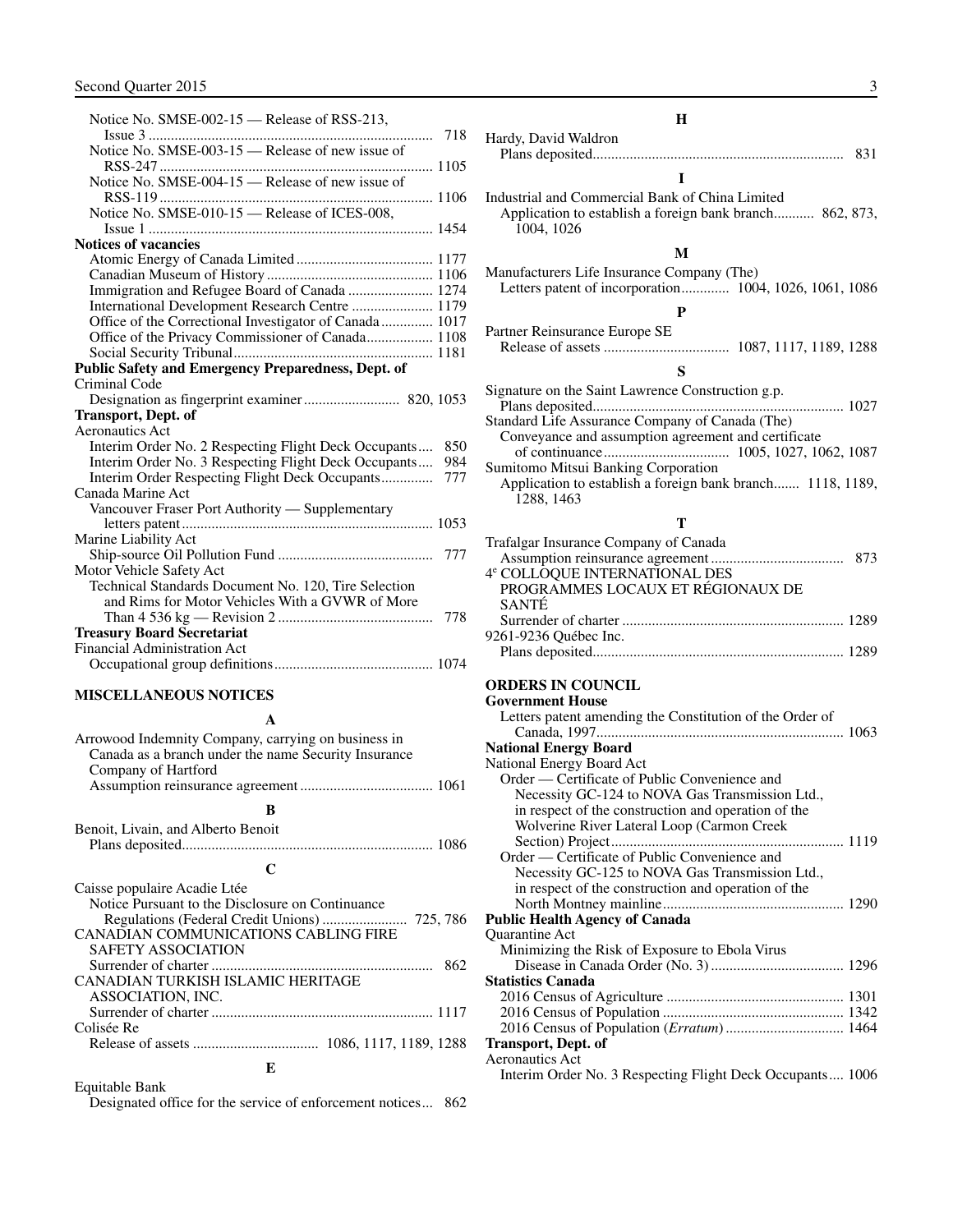Notice No. SMSE-002-15 — Release of RSS-213, Issue 3 ... 718
Notice No. SMSE-003-15 — Release of new issue of RSS-247 ... 1105
Notice No. SMSE-004-15 — Release of new issue of RSS-119 ... 1106
Notice No. SMSE-010-15 — Release of ICES-008, Issue 1 ... 1454

**Notices of vacancies**

Atomic Energy of Canada Limited ... 1177
Canadian Museum of History ... 1106
Immigration and Refugee Board of Canada ... 1274
International Development Research Centre ... 1179
Office of the Correctional Investigator of Canada ... 1017
Office of the Privacy Commissioner of Canada ... 1108
Social Security Tribunal ... 1181

**Public Safety and Emergency Preparedness, Dept. of**

Criminal Code
Designation as fingerprint examiner ... 820, 1053

**Transport, Dept. of**

Aeronautics Act
Interim Order No. 2 Respecting Flight Deck Occupants ... 850
Interim Order No. 3 Respecting Flight Deck Occupants ... 984
Interim Order Respecting Flight Deck Occupants ... 777

Canada Marine Act
Vancouver Fraser Port Authority — Supplementary letters patent ... 1053

Marine Liability Act
Ship-source Oil Pollution Fund ... 777

Motor Vehicle Safety Act
Technical Standards Document No. 120, Tire Selection and Rims for Motor Vehicles With a GVWR of More Than 4 536 kg — Revision 2 ... 778

**Treasury Board Secretariat**

Financial Administration Act
Occupational group definitions ... 1074

## MISCELLANEOUS NOTICES

### A

Arrowood Indemnity Company, carrying on business in Canada as a branch under the name Security Insurance Company of Hartford
Assumption reinsurance agreement ... 1061

### B

Benoit, Livain, and Alberto Benoit
Plans deposited ... 1086

### C

Caisse populaire Acadie Ltée
Notice Pursuant to the Disclosure on Continuance Regulations (Federal Credit Unions) ... 725, 786

CANADIAN COMMUNICATIONS CABLING FIRE SAFETY ASSOCIATION
Surrender of charter ... 862

CANADIAN TURKISH ISLAMIC HERITAGE ASSOCIATION, INC.
Surrender of charter ... 1117

Colisée Re
Release of assets ... 1086, 1117, 1189, 1288

### E

Equitable Bank
Designated office for the service of enforcement notices ... 862

### H

Hardy, David Waldron
Plans deposited ... 831

### I

Industrial and Commercial Bank of China Limited
Application to establish a foreign bank branch ... 862, 873, 1004, 1026

### M

Manufacturers Life Insurance Company (The)
Letters patent of incorporation ... 1004, 1026, 1061, 1086

### P

Partner Reinsurance Europe SE
Release of assets ... 1087, 1117, 1189, 1288

### S

Signature on the Saint Lawrence Construction g.p.
Plans deposited ... 1027

Standard Life Assurance Company of Canada (The)
Conveyance and assumption agreement and certificate of continuance ... 1005, 1027, 1062, 1087

Sumitomo Mitsui Banking Corporation
Application to establish a foreign bank branch ... 1118, 1189, 1288, 1463

### T

Trafalgar Insurance Company of Canada
Assumption reinsurance agreement ... 873

4e COLLOQUE INTERNATIONAL DES PROGRAMMES LOCAUX ET RÉGIONAUX DE SANTÉ
Surrender of charter ... 1289

9261-9236 Québec Inc.
Plans deposited ... 1289

## ORDERS IN COUNCIL

**Government House**

Letters patent amending the Constitution of the Order of Canada, 1997 ... 1063

**National Energy Board**

National Energy Board Act
Order — Certificate of Public Convenience and Necessity GC-124 to NOVA Gas Transmission Ltd., in respect of the construction and operation of the Wolverine River Lateral Loop (Carmon Creek Section) Project ... 1119
Order — Certificate of Public Convenience and Necessity GC-125 to NOVA Gas Transmission Ltd., in respect of the construction and operation of the North Montney mainline ... 1290

**Public Health Agency of Canada**

Quarantine Act
Minimizing the Risk of Exposure to Ebola Virus Disease in Canada Order (No. 3) ... 1296

**Statistics Canada**

2016 Census of Agriculture ... 1301
2016 Census of Population ... 1342
2016 Census of Population (*Erratum*) ... 1464

**Transport, Dept. of**

Aeronautics Act
Interim Order No. 3 Respecting Flight Deck Occupants ... 1006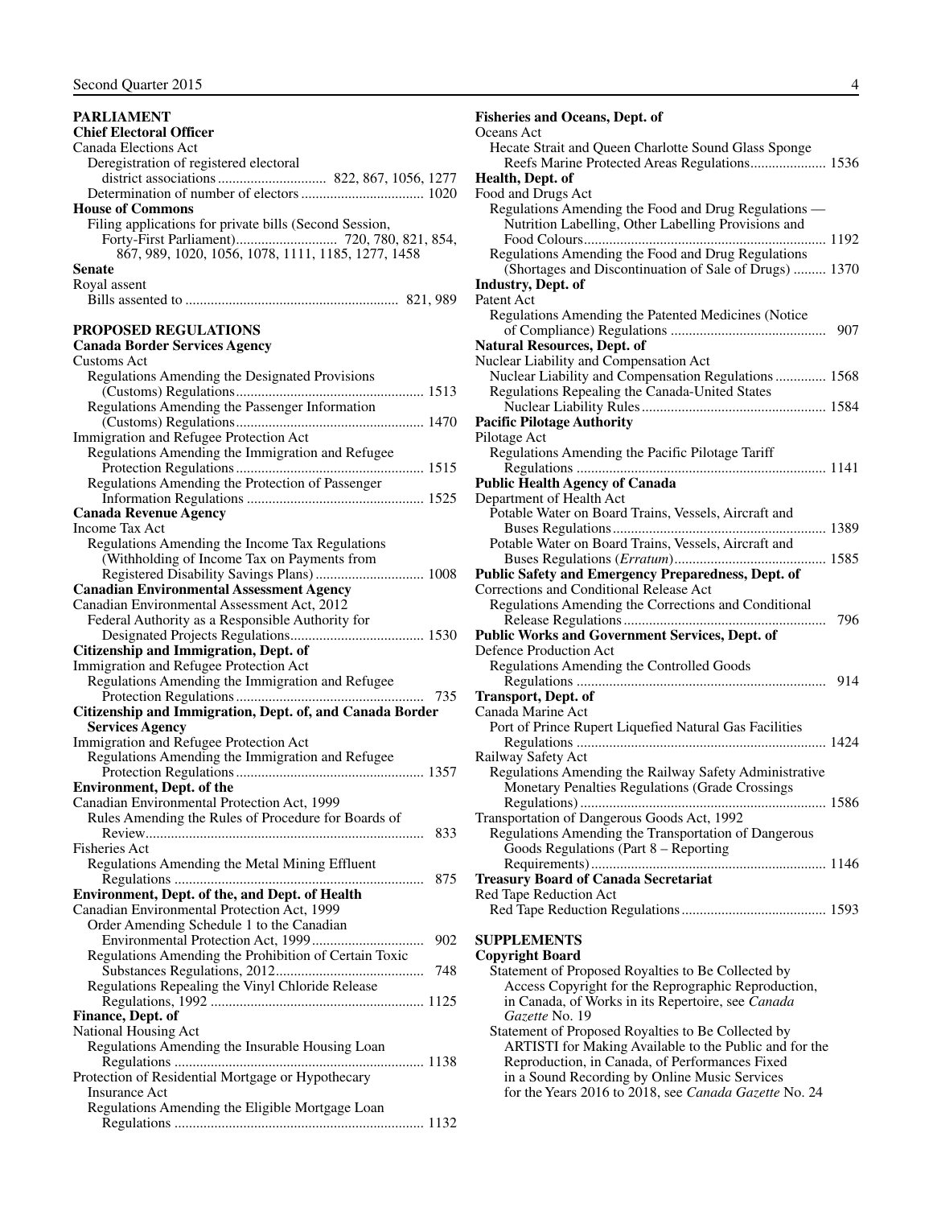## PARLIAMENT

**Chief Electoral Officer**

Canada Elections Act

Deregistration of registered electoral district associations .............................. 822, 867, 1056, 1277

Determination of number of electors .................................. 1020

**House of Commons**

Filing applications for private bills (Second Session, Forty-First Parliament)............................ 720, 780, 821, 854, 867, 989, 1020, 1056, 1078, 1111, 1185, 1277, 1458

**Senate**

Royal assent

Bills assented to ........................................................... 821, 989

## PROPOSED REGULATIONS

**Canada Border Services Agency**

Customs Act

Regulations Amending the Designated Provisions (Customs) Regulations.................................................... 1513

Regulations Amending the Passenger Information (Customs) Regulations.................................................... 1470

Immigration and Refugee Protection Act

Regulations Amending the Immigration and Refugee Protection Regulations.................................................... 1515

Regulations Amending the Protection of Passenger Information Regulations ................................................. 1525

**Canada Revenue Agency**

Income Tax Act

Regulations Amending the Income Tax Regulations (Withholding of Income Tax on Payments from Registered Disability Savings Plans) .............................. 1008

**Canadian Environmental Assessment Agency**

Canadian Environmental Assessment Act, 2012

Federal Authority as a Responsible Authority for Designated Projects Regulations..................................... 1530

**Citizenship and Immigration, Dept. of**

Immigration and Refugee Protection Act

Regulations Amending the Immigration and Refugee Protection Regulations.................................................... 735

**Citizenship and Immigration, Dept. of, and Canada Border Services Agency**

Immigration and Refugee Protection Act

Regulations Amending the Immigration and Refugee Protection Regulations.................................................... 1357

**Environment, Dept. of the**

Canadian Environmental Protection Act, 1999

Rules Amending the Rules of Procedure for Boards of Review............................................................................. 833

Fisheries Act

Regulations Amending the Metal Mining Effluent Regulations ..................................................................... 875

**Environment, Dept. of the, and Dept. of Health**

Canadian Environmental Protection Act, 1999

Order Amending Schedule 1 to the Canadian Environmental Protection Act, 1999............................... 902

Regulations Amending the Prohibition of Certain Toxic Substances Regulations, 2012......................................... 748

Regulations Repealing the Vinyl Chloride Release Regulations, 1992 ........................................................... 1125

**Finance, Dept. of**

National Housing Act

Regulations Amending the Insurable Housing Loan Regulations ..................................................................... 1138

Protection of Residential Mortgage or Hypothecary Insurance Act

Regulations Amending the Eligible Mortgage Loan Regulations ..................................................................... 1132

**Fisheries and Oceans, Dept. of**

Oceans Act

Hecate Strait and Queen Charlotte Sound Glass Sponge Reefs Marine Protected Areas Regulations..................... 1536

**Health, Dept. of**

Food and Drugs Act

Regulations Amending the Food and Drug Regulations — Nutrition Labelling, Other Labelling Provisions and Food Colours................................................................... 1192

Regulations Amending the Food and Drug Regulations (Shortages and Discontinuation of Sale of Drugs) ......... 1370

**Industry, Dept. of**

Patent Act

Regulations Amending the Patented Medicines (Notice of Compliance) Regulations ........................................... 907

**Natural Resources, Dept. of**

Nuclear Liability and Compensation Act

Nuclear Liability and Compensation Regulations .............. 1568

Regulations Repealing the Canada-United States Nuclear Liability Rules................................................... 1584

**Pacific Pilotage Authority**

Pilotage Act

Regulations Amending the Pacific Pilotage Tariff Regulations ..................................................................... 1141

**Public Health Agency of Canada**

Department of Health Act

Potable Water on Board Trains, Vessels, Aircraft and Buses Regulations........................................................... 1389

Potable Water on Board Trains, Vessels, Aircraft and Buses Regulations (*Erratum*)........................................... 1585

**Public Safety and Emergency Preparedness, Dept. of**

Corrections and Conditional Release Act

Regulations Amending the Corrections and Conditional Release Regulations........................................................ 796

**Public Works and Government Services, Dept. of**

Defence Production Act

Regulations Amending the Controlled Goods Regulations ..................................................................... 914

**Transport, Dept. of**

Canada Marine Act

Port of Prince Rupert Liquefied Natural Gas Facilities Regulations ..................................................................... 1424

Railway Safety Act

Regulations Amending the Railway Safety Administrative Monetary Penalties Regulations (Grade Crossings Regulations) .................................................................... 1586

Transportation of Dangerous Goods Act, 1992

Regulations Amending the Transportation of Dangerous Goods Regulations (Part 8 – Reporting Requirements)................................................................. 1146

**Treasury Board of Canada Secretariat**

Red Tape Reduction Act

Red Tape Reduction Regulations......................................... 1593

## SUPPLEMENTS

**Copyright Board**

Statement of Proposed Royalties to Be Collected by Access Copyright for the Reprographic Reproduction, in Canada, of Works in its Repertoire, see *Canada Gazette* No. 19

Statement of Proposed Royalties to Be Collected by ARTISTI for Making Available to the Public and for the Reproduction, in Canada, of Performances Fixed in a Sound Recording by Online Music Services for the Years 2016 to 2018, see *Canada Gazette* No. 24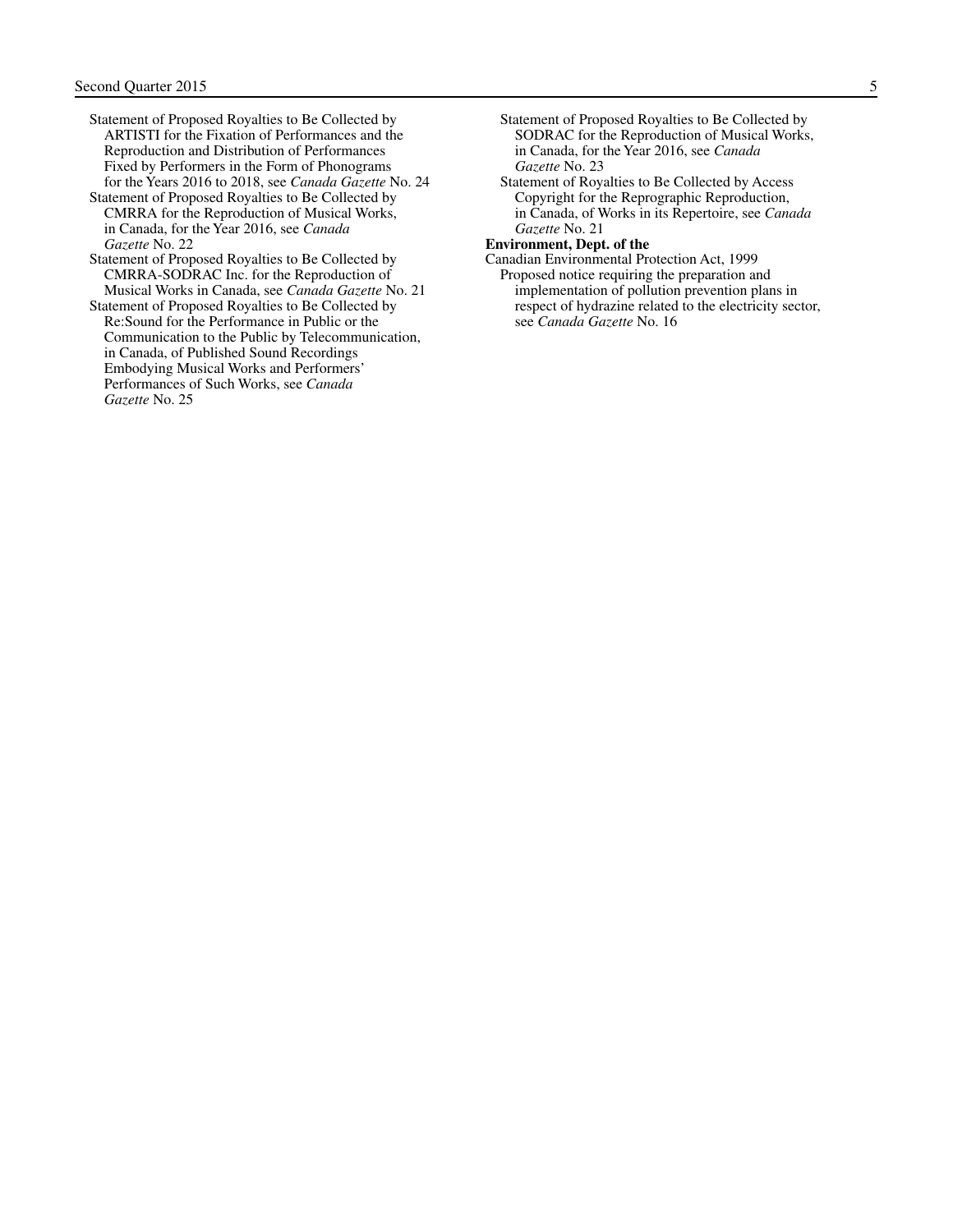Statement of Proposed Royalties to Be Collected by ARTISTI for the Fixation of Performances and the Reproduction and Distribution of Performances Fixed by Performers in the Form of Phonograms for the Years 2016 to 2018, see *Canada Gazette* No. 24

Statement of Proposed Royalties to Be Collected by CMRRA for the Reproduction of Musical Works, in Canada, for the Year 2016, see *Canada Gazette* No. 22

Statement of Proposed Royalties to Be Collected by CMRRA-SODRAC Inc. for the Reproduction of Musical Works in Canada, see *Canada Gazette* No. 21

Statement of Proposed Royalties to Be Collected by Re:Sound for the Performance in Public or the Communication to the Public by Telecommunication, in Canada, of Published Sound Recordings Embodying Musical Works and Performers' Performances of Such Works, see *Canada Gazette* No. 25

Statement of Proposed Royalties to Be Collected by SODRAC for the Reproduction of Musical Works, in Canada, for the Year 2016, see *Canada Gazette* No. 23

Statement of Royalties to Be Collected by Access Copyright for the Reprographic Reproduction, in Canada, of Works in its Repertoire, see *Canada Gazette* No. 21

**Environment, Dept. of the**

Canadian Environmental Protection Act, 1999

Proposed notice requiring the preparation and implementation of pollution prevention plans in respect of hydrazine related to the electricity sector, see *Canada Gazette* No. 16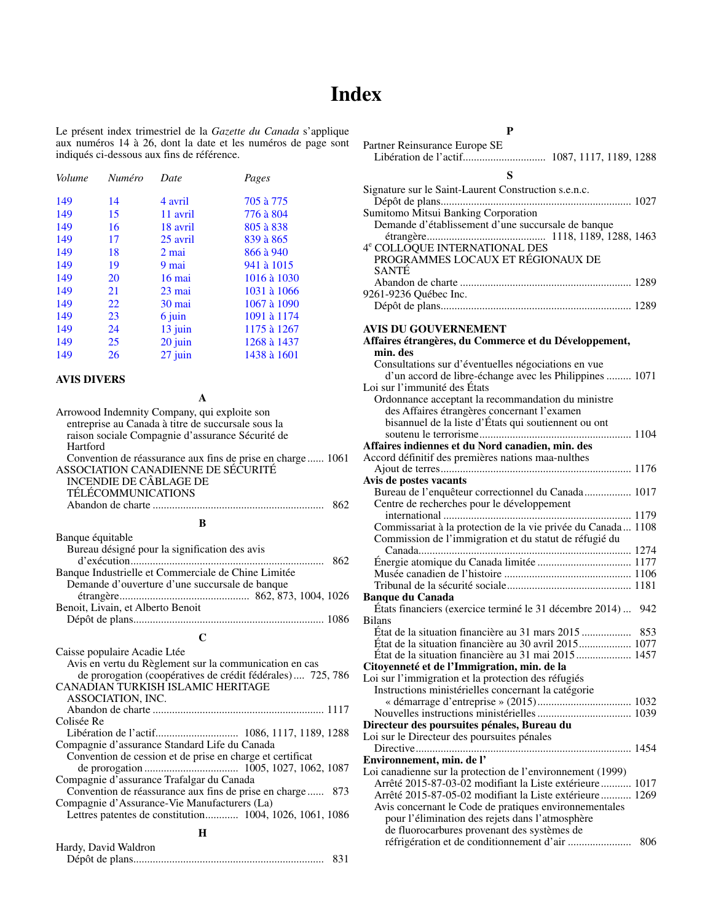# Index

Le présent index trimestriel de la *Gazette du Canada* s'applique aux numéros 14 à 26, dont la date et les numéros de page sont indiqués ci-dessous aux fins de référence.

| *Volume* | *Numéro* | *Date* | *Pages* |
|---|---|---|---|
| 149 | 14 | 4 avril | 705 à 775 |
| 149 | 15 | 11 avril | 776 à 804 |
| 149 | 16 | 18 avril | 805 à 838 |
| 149 | 17 | 25 avril | 839 à 865 |
| 149 | 18 | 2 mai | 866 à 940 |
| 149 | 19 | 9 mai | 941 à 1015 |
| 149 | 20 | 16 mai | 1016 à 1030 |
| 149 | 21 | 23 mai | 1031 à 1066 |
| 149 | 22 | 30 mai | 1067 à 1090 |
| 149 | 23 | 6 juin | 1091 à 1174 |
| 149 | 24 | 13 juin | 1175 à 1267 |
| 149 | 25 | 20 juin | 1268 à 1437 |
| 149 | 26 | 27 juin | 1438 à 1601 |

## AVIS DIVERS

**A**

Arrowood Indemnity Company, qui exploite son entreprise au Canada à titre de succursale sous la raison sociale Compagnie d'assurance Sécurité de Hartford
- Convention de réassurance aux fins de prise en charge...... 1061

ASSOCIATION CANADIENNE DE SÉCURITÉ INCENDIE DE CÂBLAGE DE TÉLÉCOMMUNICATIONS
- Abandon de charte ..... 862

**B**

Banque équitable
- Bureau désigné pour la signification des avis d'exécution..... 862

Banque Industrielle et Commerciale de Chine Limitée
- Demande d'ouverture d'une succursale de banque étrangère..... 862, 873, 1004, 1026

Benoit, Livain, et Alberto Benoit
- Dépôt de plans..... 1086

**C**

Caisse populaire Acadie Ltée
- Avis en vertu du Règlement sur la communication en cas de prorogation (coopératives de crédit fédérales).... 725, 786

CANADIAN TURKISH ISLAMIC HERITAGE ASSOCIATION, INC.
- Abandon de charte ..... 1117

Colisée Re
- Libération de l'actif..... 1086, 1117, 1189, 1288

Compagnie d'assurance Standard Life du Canada
- Convention de cession et de prise en charge et certificat de prorogation ..... 1005, 1027, 1062, 1087

Compagnie d'assurance Trafalgar du Canada
- Convention de réassurance aux fins de prise en charge...... 873

Compagnie d'Assurance-Vie Manufacturers (La)
- Lettres patentes de constitution............ 1004, 1026, 1061, 1086

**H**

Hardy, David Waldron
- Dépôt de plans..... 831

**P**

Partner Reinsurance Europe SE
- Libération de l'actif..... 1087, 1117, 1189, 1288

**S**

Signature sur le Saint-Laurent Construction s.e.n.c.
- Dépôt de plans..... 1027

Sumitomo Mitsui Banking Corporation
- Demande d'établissement d'une succursale de banque étrangère..... 1118, 1189, 1288, 1463

4e COLLOQUE INTERNATIONAL DES PROGRAMMES LOCAUX ET RÉGIONAUX DE SANTÉ
- Abandon de charte ..... 1289

9261-9236 Québec Inc.
- Dépôt de plans..... 1289

## AVIS DU GOUVERNEMENT

**Affaires étrangères, du Commerce et du Développement, min. des**
- Consultations sur d'éventuelles négociations en vue d'un accord de libre-échange avec les Philippines ..... 1071

Loi sur l'immunité des États
- Ordonnance acceptant la recommandation du ministre des Affaires étrangères concernant l'examen bisannuel de la liste d'États qui soutiennent ou ont soutenu le terrorisme..... 1104

**Affaires indiennes et du Nord canadien, min. des**

Accord définitif des premières nations maa-nulthes
- Ajout de terres..... 1176

**Avis de postes vacants**
- Bureau de l'enquêteur correctionnel du Canada..... 1017
- Centre de recherches pour le développement international ..... 1179
- Commissariat à la protection de la vie privée du Canada... 1108
- Commission de l'immigration et du statut de réfugié du Canada..... 1274
- Énergie atomique du Canada limitée ..... 1177
- Musée canadien de l'histoire ..... 1106
- Tribunal de la sécurité sociale..... 1181

**Banque du Canada**
- États financiers (exercice terminé le 31 décembre 2014) ... 942

Bilans
- État de la situation financière au 31 mars 2015 ..... 853
- État de la situation financière au 30 avril 2015..... 1077
- État de la situation financière au 31 mai 2015..... 1457

**Citoyenneté et de l'Immigration, min. de la**

Loi sur l'immigration et la protection des réfugiés
- Instructions ministérielles concernant la catégorie « démarrage d'entreprise » (2015)..... 1032
- Nouvelles instructions ministérielles ..... 1039

**Directeur des poursuites pénales, Bureau du**

Loi sur le Directeur des poursuites pénales
- Directive..... 1454

**Environnement, min. de l'**

Loi canadienne sur la protection de l'environnement (1999)
- Arrêté 2015-87-03-02 modifiant la Liste extérieure..... 1017
- Arrêté 2015-87-05-02 modifiant la Liste extérieure..... 1269
- Avis concernant le Code de pratiques environnementales pour l'élimination des rejets dans l'atmosphère de fluorocarbures provenant des systèmes de réfrigération et de conditionnement d'air ..... 806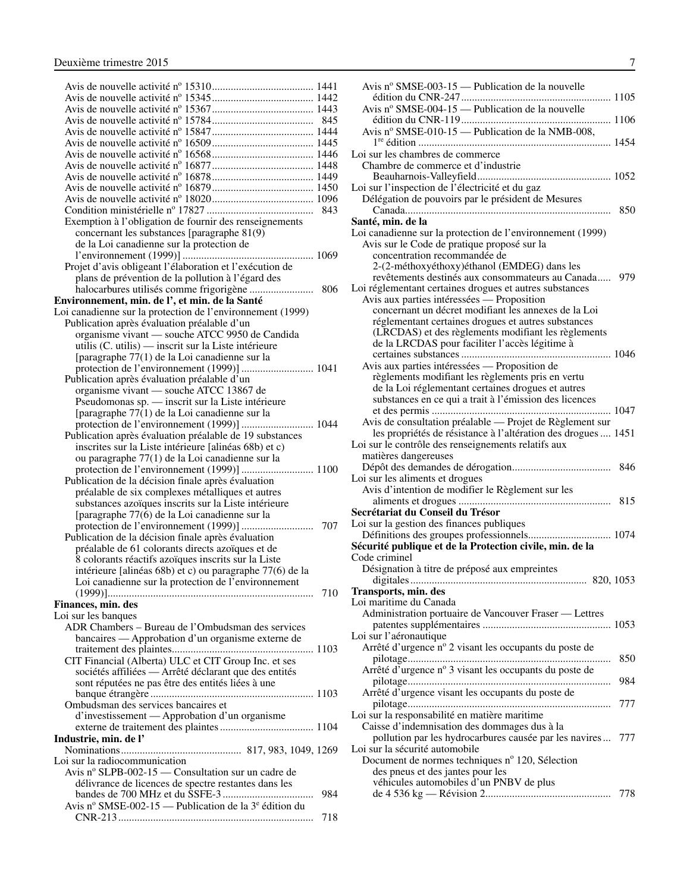Avis de nouvelle activité n° 15310 ..................................... 1441
Avis de nouvelle activité n° 15345 ..................................... 1442
Avis de nouvelle activité n° 15367 ..................................... 1443
Avis de nouvelle activité n° 15784 ..................................... 845
Avis de nouvelle activité n° 15847 ..................................... 1444
Avis de nouvelle activité n° 16509 ..................................... 1445
Avis de nouvelle activité n° 16568 ..................................... 1446
Avis de nouvelle activité n° 16877 ..................................... 1448
Avis de nouvelle activité n° 16878 ..................................... 1449
Avis de nouvelle activité n° 16879 ..................................... 1450
Avis de nouvelle activité n° 18020 ..................................... 1096
Condition ministérielle n° 17827 ........................................ 843
Exemption à l'obligation de fournir des renseignements concernant les substances [paragraphe 81(9) de la Loi canadienne sur la protection de l'environnement (1999)] ................................................ 1069
Projet d'avis obligeant l'élaboration et l'exécution de plans de prévention de la pollution à l'égard des halocarbures utilisés comme frigorigène ........................ 806

**Environnement, min. de l', et min. de la Santé**

Loi canadienne sur la protection de l'environnement (1999)
Publication après évaluation préalable d'un organisme vivant — souche ATCC 9950 de Candida utilis (C. utilis) — inscrit sur la Liste intérieure [paragraphe 77(1) de la Loi canadienne sur la protection de l'environnement (1999)] .......................... 1041
Publication après évaluation préalable d'un organisme vivant — souche ATCC 13867 de Pseudomonas sp. — inscrit sur la Liste intérieure [paragraphe 77(1) de la Loi canadienne sur la protection de l'environnement (1999)] .......................... 1044
Publication après évaluation préalable de 19 substances inscrites sur la Liste intérieure [alinéas 68b) et c) ou paragraphe 77(1) de la Loi canadienne sur la protection de l'environnement (1999)] .......................... 1100
Publication de la décision finale après évaluation préalable de six complexes métalliques et autres substances azoïques inscrits sur la Liste intérieure [paragraphe 77(6) de la Loi canadienne sur la protection de l'environnement (1999)] .......................... 707
Publication de la décision finale après évaluation préalable de 61 colorants directs azoïques et de 8 colorants réactifs azoïques inscrits sur la Liste intérieure [alinéas 68b) et c) ou paragraphe 77(6) de la Loi canadienne sur la protection de l'environnement (1999)] ........................................................................... 710

**Finances, min. des**

Loi sur les banques
ADR Chambers – Bureau de l'Ombudsman des services bancaires — Approbation d'un organisme externe de traitement des plaintes .................................................... 1103
CIT Financial (Alberta) ULC et CIT Group Inc. et ses sociétés affiliées — Arrêté déclarant que des entités sont réputées ne pas être des entités liées à une banque étrangère ............................................................ 1103
Ombudsman des services bancaires et d'investissement — Approbation d'un organisme externe de traitement des plaintes .................................. 1104

**Industrie, min. de l'**

Nominations ............................................ 817, 983, 1049, 1269

Loi sur la radiocommunication
Avis n° SLPB-002-15 — Consultation sur un cadre de délivrance de licences de spectre restantes dans les bandes de 700 MHz et du SSFE-3 ................................. 984
Avis n° SMSE-002-15 — Publication de la 3e édition du CNR-213 ........................................................................ 718
Avis n° SMSE-003-15 — Publication de la nouvelle édition du CNR-247 ........................................................ 1105
Avis n° SMSE-004-15 — Publication de la nouvelle édition du CNR-119 ........................................................ 1106
Avis n° SMSE-010-15 — Publication de la NMB-008, 1re édition ....................................................................... 1454

Loi sur les chambres de commerce
Chambre de commerce et d'industrie Beauharnois-Valleyfield ................................................. 1052

Loi sur l'inspection de l'électricité et du gaz
Délégation de pouvoirs par le président de Mesures Canada ............................................................................ 850

**Santé, min. de la**

Loi canadienne sur la protection de l'environnement (1999)
Avis sur le Code de pratique proposé sur la concentration recommandée de 2-(2-méthoxyéthoxy)éthanol (EMDEG) dans les revêtements destinés aux consommateurs au Canada ..... 979

Loi réglementant certaines drogues et autres substances
Avis aux parties intéressées — Proposition concernant un décret modifiant les annexes de la Loi réglementant certaines drogues et autres substances (LRCDAS) et des règlements modifiant les règlements de la LRCDAS pour faciliter l'accès légitime à certaines substances ........................................................ 1046
Avis aux parties intéressées — Proposition de règlements modifiant les règlements pris en vertu de la Loi réglementant certaines drogues et autres substances en ce qui a trait à l'émission des licences et des permis .................................................................. 1047
Avis de consultation préalable — Projet de Règlement sur les propriétés de résistance à l'altération des drogues .... 1451

Loi sur le contrôle des renseignements relatifs aux matières dangereuses
Dépôt des demandes de dérogation .................................... 846

Loi sur les aliments et drogues
Avis d'intention de modifier le Règlement sur les aliments et drogues ........................................................ 815

**Secrétariat du Conseil du Trésor**

Loi sur la gestion des finances publiques
Définitions des groupes professionnels .............................. 1074

**Sécurité publique et de la Protection civile, min. de la**

Code criminel
Désignation à titre de préposé aux empreintes digitales ................................................................. 820, 1053

**Transports, min. des**

Loi maritime du Canada
Administration portuaire de Vancouver Fraser — Lettres patentes supplémentaires ............................................... 1053

Loi sur l'aéronautique
Arrêté d'urgence n° 2 visant les occupants du poste de pilotage ........................................................................... 850
Arrêté d'urgence n° 3 visant les occupants du poste de pilotage ........................................................................... 984
Arrêté d'urgence visant les occupants du poste de pilotage ........................................................................... 777

Loi sur la responsabilité en matière maritime
Caisse d'indemnisation des dommages dus à la pollution par les hydrocarbures causée par les navires ... 777

Loi sur la sécurité automobile
Document de normes techniques n° 120, Sélection des pneus et des jantes pour les véhicules automobiles d'un PNBV de plus de 4 536 kg — Révision 2 .............................................. 778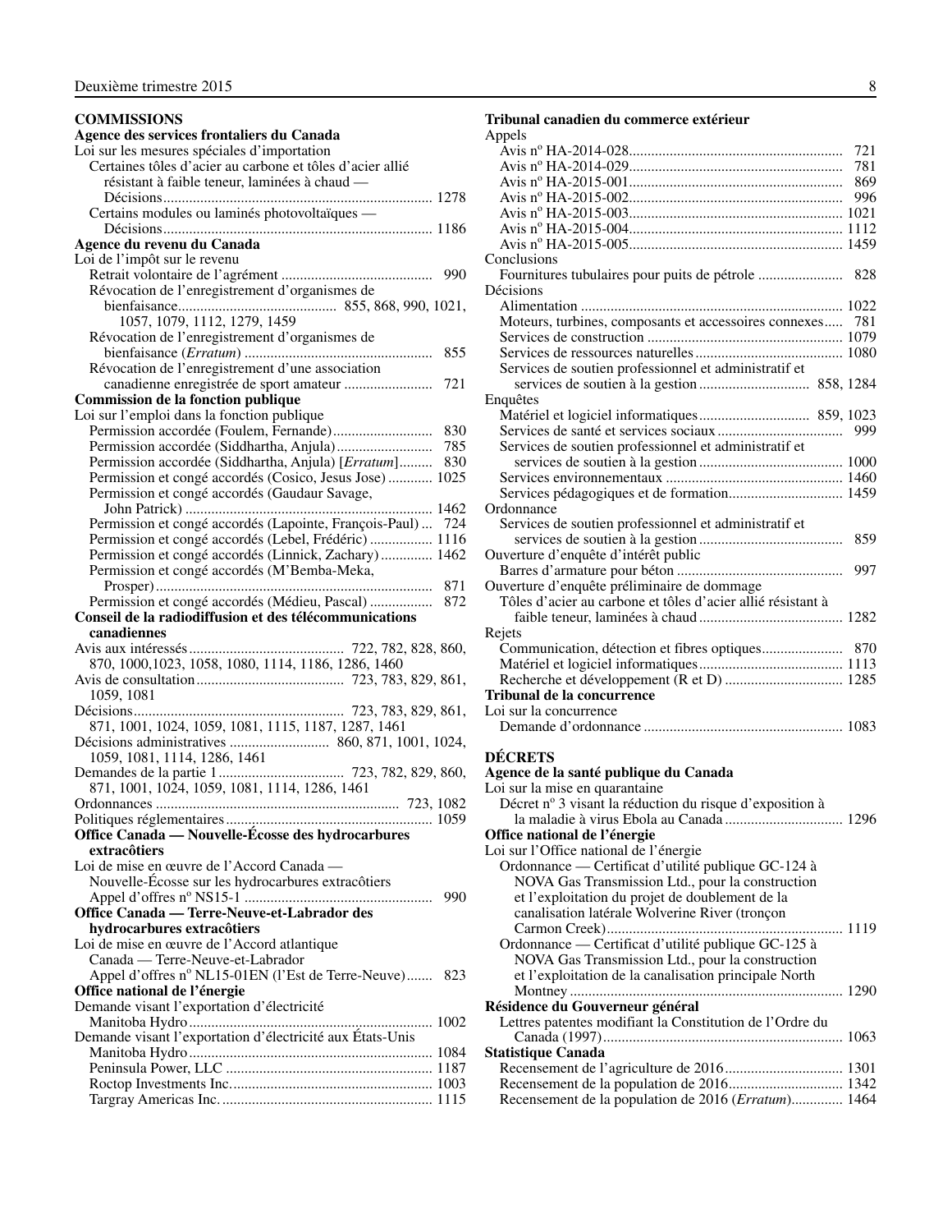**COMMISSIONS**

**Agence des services frontaliers du Canada**

Loi sur les mesures spéciales d'importation

Certaines tôles d'acier au carbone et tôles d'acier allié résistant à faible teneur, laminées à chaud — Décisions ........ 1278

Certains modules ou laminés photovoltaïques — Décisions ........ 1186

**Agence du revenu du Canada**

Loi de l'impôt sur le revenu

Retrait volontaire de l'agrément ........ 990

Révocation de l'enregistrement d'organismes de bienfaisance ........ 855, 868, 990, 1021, 1057, 1079, 1112, 1279, 1459

Révocation de l'enregistrement d'organismes de bienfaisance (*Erratum*) ........ 855

Révocation de l'enregistrement d'une association canadienne enregistrée de sport amateur ........ 721

**Commission de la fonction publique**

Loi sur l'emploi dans la fonction publique

Permission accordée (Foulem, Fernande) ........ 830

Permission accordée (Siddhartha, Anjula) ........ 785

Permission accordée (Siddhartha, Anjula) [*Erratum*] ........ 830

Permission et congé accordés (Cosico, Jesus Jose) ........ 1025

Permission et congé accordés (Gaudaur Savage, John Patrick) ........ 1462

Permission et congé accordés (Lapointe, François-Paul) ... 724

Permission et congé accordés (Lebel, Frédéric) ........ 1116

Permission et congé accordés (Linnick, Zachary) ........ 1462

Permission et congé accordés (M'Bemba-Meka, Prosper) ........ 871

Permission et congé accordés (Médieu, Pascal) ........ 872

**Conseil de la radiodiffusion et des télécommunications canadiennes**

Avis aux intéressés ........ 722, 782, 828, 860, 870, 1000,1023, 1058, 1080, 1114, 1186, 1286, 1460

Avis de consultation ........ 723, 783, 829, 861, 1059, 1081

Décisions ........ 723, 783, 829, 861, 871, 1001, 1024, 1059, 1081, 1115, 1187, 1287, 1461

Décisions administratives ........ 860, 871, 1001, 1024, 1059, 1081, 1114, 1286, 1461

Demandes de la partie 1 ........ 723, 782, 829, 860, 871, 1001, 1024, 1059, 1081, 1114, 1286, 1461

Ordonnances ........ 723, 1082

Politiques réglementaires ........ 1059

**Office Canada — Nouvelle-Écosse des hydrocarbures extracôtiers**

Loi de mise en œuvre de l'Accord Canada — Nouvelle-Écosse sur les hydrocarbures extracôtiers

Appel d'offres n° NS15-1 ........ 990

**Office Canada — Terre-Neuve-et-Labrador des hydrocarbures extracôtiers**

Loi de mise en œuvre de l'Accord atlantique Canada — Terre-Neuve-et-Labrador

Appel d'offres n° NL15-01EN (l'Est de Terre-Neuve) ........ 823

**Office national de l'énergie**

Demande visant l'exportation d'électricité

Manitoba Hydro ........ 1002

Demande visant l'exportation d'électricité aux États-Unis

Manitoba Hydro ........ 1084

Peninsula Power, LLC ........ 1187

Roctop Investments Inc. ........ 1003

Targray Americas Inc. ........ 1115

**Tribunal canadien du commerce extérieur**

Appels

Avis n° HA-2014-028 ........ 721

Avis n° HA-2014-029 ........ 781

Avis n° HA-2015-001 ........ 869

Avis n° HA-2015-002 ........ 996

Avis n° HA-2015-003 ........ 1021

Avis n° HA-2015-004 ........ 1112

Avis n° HA-2015-005 ........ 1459

Conclusions

Fournitures tubulaires pour puits de pétrole ........ 828

Décisions

Alimentation ........ 1022

Moteurs, turbines, composants et accessoires connexes ..... 781

Services de construction ........ 1079

Services de ressources naturelles ........ 1080

Services de soutien professionnel et administratif et services de soutien à la gestion ........ 858, 1284

Enquêtes

Matériel et logiciel informatiques ........ 859, 1023

Services de santé et services sociaux ........ 999

Services de soutien professionnel et administratif et services de soutien à la gestion ........ 1000

Services environnementaux ........ 1460

Services pédagogiques et de formation ........ 1459

Ordonnance

Services de soutien professionnel et administratif et services de soutien à la gestion ........ 859

Ouverture d'enquête d'intérêt public

Barres d'armature pour béton ........ 997

Ouverture d'enquête préliminaire de dommage

Tôles d'acier au carbone et tôles d'acier allié résistant à faible teneur, laminées à chaud ........ 1282

Rejets

Communication, détection et fibres optiques ........ 870

Matériel et logiciel informatiques ........ 1113

Recherche et développement (R et D) ........ 1285

**Tribunal de la concurrence**

Loi sur la concurrence

Demande d'ordonnance ........ 1083

**DÉCRETS**

**Agence de la santé publique du Canada**

Loi sur la mise en quarantaine

Décret n° 3 visant la réduction du risque d'exposition à la maladie à virus Ebola au Canada ........ 1296

**Office national de l'énergie**

Loi sur l'Office national de l'énergie

Ordonnance — Certificat d'utilité publique GC-124 à NOVA Gas Transmission Ltd., pour la construction et l'exploitation du projet de doublement de la canalisation latérale Wolverine River (tronçon Carmon Creek) ........ 1119

Ordonnance — Certificat d'utilité publique GC-125 à NOVA Gas Transmission Ltd., pour la construction et l'exploitation de la canalisation principale North Montney ........ 1290

**Résidence du Gouverneur général**

Lettres patentes modifiant la Constitution de l'Ordre du Canada (1997) ........ 1063

**Statistique Canada**

Recensement de l'agriculture de 2016 ........ 1301

Recensement de la population de 2016 ........ 1342

Recensement de la population de 2016 (*Erratum*) ........ 1464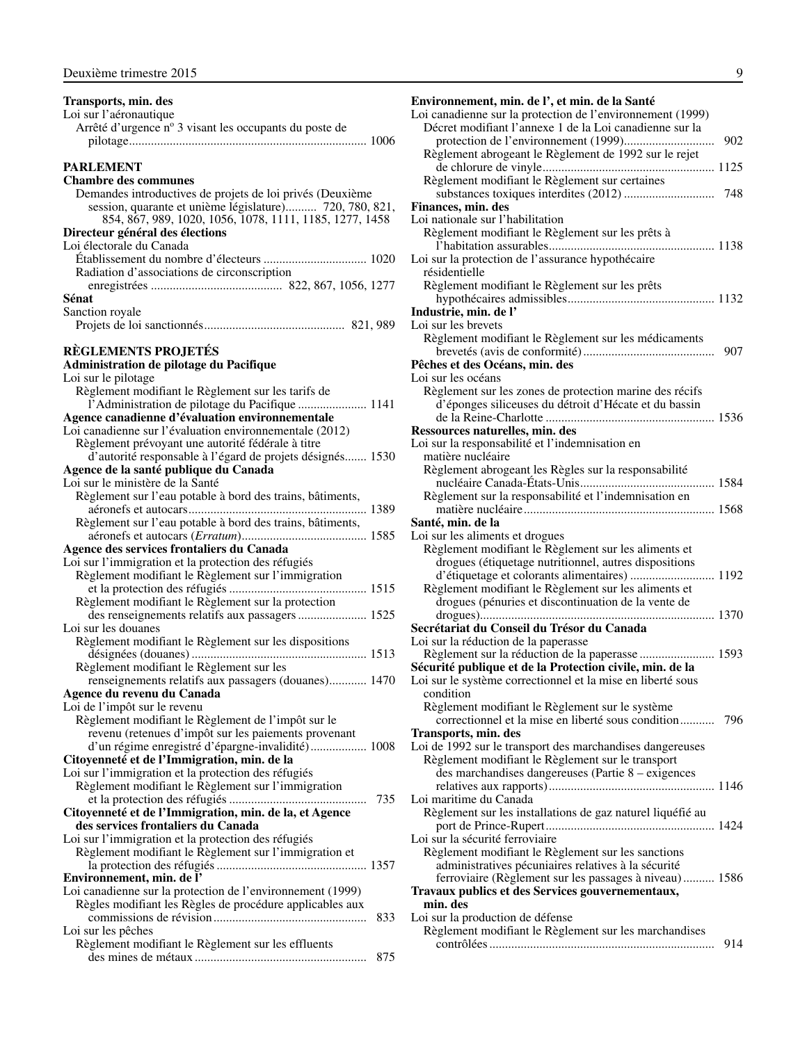**Transports, min. des**
Loi sur l'aéronautique
Arrêté d'urgence n° 3 visant les occupants du poste de pilotage........................................................................... 1006

## PARLEMENT

**Chambre des communes**
Demandes introductives de projets de loi privés (Deuxième session, quarante et unième législature).......... 720, 780, 821, 854, 867, 989, 1020, 1056, 1078, 1111, 1185, 1277, 1458

**Directeur général des élections**
Loi électorale du Canada
Établissement du nombre d'électeurs ................................. 1020
Radiation d'associations de circonscription enregistrées .......................................... 822, 867, 1056, 1277

**Sénat**
Sanction royale
Projets de loi sanctionnés............................................. 821, 989

## RÈGLEMENTS PROJETÉS

**Administration de pilotage du Pacifique**
Loi sur le pilotage
Règlement modifiant le Règlement sur les tarifs de l'Administration de pilotage du Pacifique ...................... 1141

**Agence canadienne d'évaluation environnementale**
Loi canadienne sur l'évaluation environnementale (2012)
Règlement prévoyant une autorité fédérale à titre d'autorité responsable à l'égard de projets désignés....... 1530

**Agence de la santé publique du Canada**
Loi sur le ministère de la Santé
Règlement sur l'eau potable à bord des trains, bâtiments, aéronefs et autocars......................................................... 1389
Règlement sur l'eau potable à bord des trains, bâtiments, aéronefs et autocars (*Erratum*)........................................ 1585

**Agence des services frontaliers du Canada**
Loi sur l'immigration et la protection des réfugiés
Règlement modifiant le Règlement sur l'immigration et la protection des réfugiés ............................................ 1515
Règlement modifiant le Règlement sur la protection des renseignements relatifs aux passagers ...................... 1525
Loi sur les douanes
Règlement modifiant le Règlement sur les dispositions désignées (douanes) ........................................................ 1513
Règlement modifiant le Règlement sur les renseignements relatifs aux passagers (douanes)............ 1470

**Agence du revenu du Canada**
Loi de l'impôt sur le revenu
Règlement modifiant le Règlement de l'impôt sur le revenu (retenues d'impôt sur les paiements provenant d'un régime enregistré d'épargne-invalidité).................. 1008

**Citoyenneté et de l'Immigration, min. de la**
Loi sur l'immigration et la protection des réfugiés
Règlement modifiant le Règlement sur l'immigration et la protection des réfugiés ............................................ 735

**Citoyenneté et de l'Immigration, min. de la, et Agence des services frontaliers du Canada**
Loi sur l'immigration et la protection des réfugiés
Règlement modifiant le Règlement sur l'immigration et la protection des réfugiés ................................................ 1357

**Environnement, min. de l'**
Loi canadienne sur la protection de l'environnement (1999)
Règles modifiant les Règles de procédure applicables aux commissions de révision................................................. 833
Loi sur les pêches
Règlement modifiant le Règlement sur les effluents des mines de métaux ....................................................... 875

**Environnement, min. de l', et min. de la Santé**
Loi canadienne sur la protection de l'environnement (1999)
Décret modifiant l'annexe 1 de la Loi canadienne sur la protection de l'environnement (1999)............................. 902
Règlement abrogeant le Règlement de 1992 sur le rejet de chlorure de vinyle....................................................... 1125
Règlement modifiant le Règlement sur certaines substances toxiques interdites (2012) ............................. 748

**Finances, min. des**
Loi nationale sur l'habitation
Règlement modifiant le Règlement sur les prêts à l'habitation assurables.................................................... 1138
Loi sur la protection de l'assurance hypothécaire résidentielle
Règlement modifiant le Règlement sur les prêts hypothécaires admissibles............................................... 1132

**Industrie, min. de l'**
Loi sur les brevets
Règlement modifiant le Règlement sur les médicaments brevetés (avis de conformité)........................................... 907

**Pêches et des Océans, min. des**
Loi sur les océans
Règlement sur les zones de protection marine des récifs d'éponges siliceuses du détroit d'Hécate et du bassin de la Reine-Charlotte ...................................................... 1536

**Ressources naturelles, min. des**
Loi sur la responsabilité et l'indemnisation en matière nucléaire
Règlement abrogeant les Règles sur la responsabilité nucléaire Canada-États-Unis........................................... 1584
Règlement sur la responsabilité et l'indemnisation en matière nucléaire............................................................. 1568

**Santé, min. de la**
Loi sur les aliments et drogues
Règlement modifiant le Règlement sur les aliments et drogues (étiquetage nutritionnel, autres dispositions d'étiquetage et colorants alimentaires) ........................... 1192
Règlement modifiant le Règlement sur les aliments et drogues (pénuries et discontinuation de la vente de drogues)........................................................................... 1370

**Secrétariat du Conseil du Trésor du Canada**
Loi sur la réduction de la paperasse
Règlement sur la réduction de la paperasse ........................ 1593

**Sécurité publique et de la Protection civile, min. de la**
Loi sur le système correctionnel et la mise en liberté sous condition
Règlement modifiant le Règlement sur le système correctionnel et la mise en liberté sous condition........... 796

**Transports, min. des**
Loi de 1992 sur le transport des marchandises dangereuses
Règlement modifiant le Règlement sur le transport des marchandises dangereuses (Partie 8 – exigences relatives aux rapports)..................................................... 1146
Loi maritime du Canada
Règlement sur les installations de gaz naturel liquéfié au port de Prince-Rupert...................................................... 1424
Loi sur la sécurité ferroviaire
Règlement modifiant le Règlement sur les sanctions administratives pécuniaires relatives à la sécurité ferroviaire (Règlement sur les passages à niveau).......... 1586

**Travaux publics et des Services gouvernementaux, min. des**
Loi sur la production de défense
Règlement modifiant le Règlement sur les marchandises contrôlées......................................................................... 914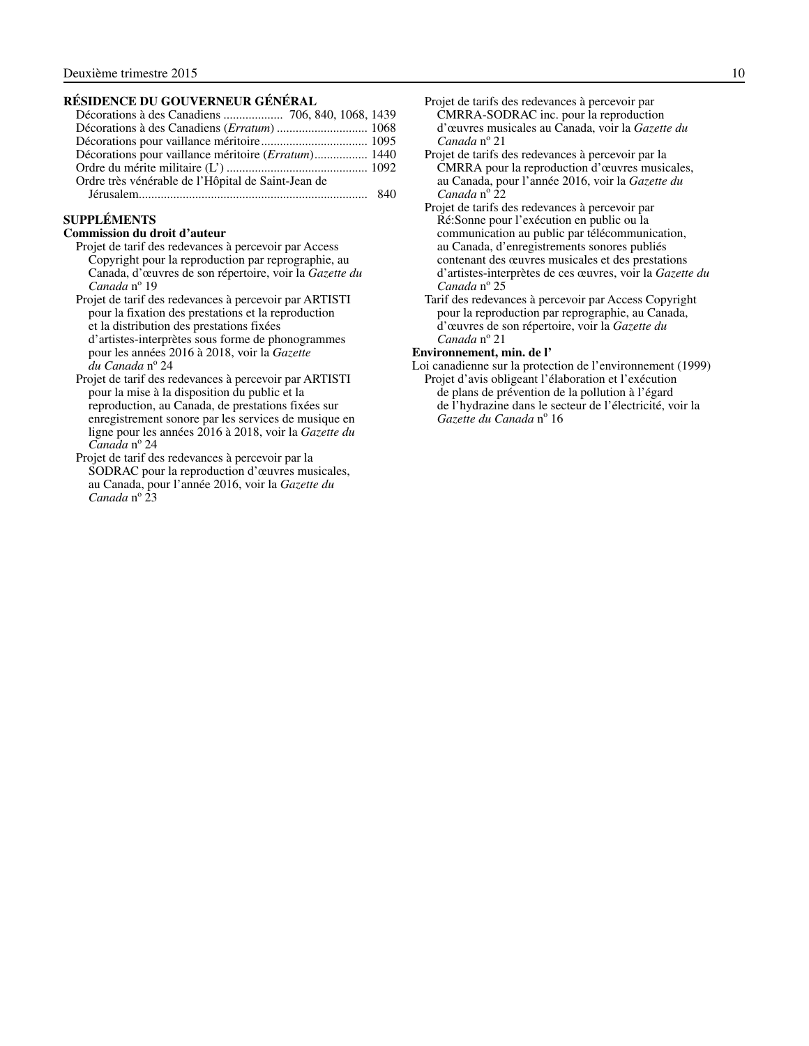**RÉSIDENCE DU GOUVERNEUR GÉNÉRAL**

Décorations à des Canadiens .................. 706, 840, 1068, 1439
Décorations à des Canadiens (*Erratum*) ............................ 1068
Décorations pour vaillance méritoire.................................. 1095
Décorations pour vaillance méritoire (*Erratum*)................. 1440
Ordre du mérite militaire (L') ............................................ 1092
Ordre très vénérable de l'Hôpital de Saint-Jean de Jérusalem........................................................................ 840

**SUPPLÉMENTS**

**Commission du droit d'auteur**

Projet de tarif des redevances à percevoir par Access Copyright pour la reproduction par reprographie, au Canada, d'œuvres de son répertoire, voir la *Gazette du Canada* nº 19

Projet de tarif des redevances à percevoir par ARTISTI pour la fixation des prestations et la reproduction et la distribution des prestations fixées d'artistes-interprètes sous forme de phonogrammes pour les années 2016 à 2018, voir la *Gazette du Canada* nº 24

Projet de tarif des redevances à percevoir par ARTISTI pour la mise à la disposition du public et la reproduction, au Canada, de prestations fixées sur enregistrement sonore par les services de musique en ligne pour les années 2016 à 2018, voir la *Gazette du Canada* nº 24

Projet de tarif des redevances à percevoir par la SODRAC pour la reproduction d'œuvres musicales, au Canada, pour l'année 2016, voir la *Gazette du Canada* nº 23

Projet de tarifs des redevances à percevoir par CMRRA-SODRAC inc. pour la reproduction d'œuvres musicales au Canada, voir la *Gazette du Canada* nº 21

Projet de tarifs des redevances à percevoir par la CMRRA pour la reproduction d'œuvres musicales, au Canada, pour l'année 2016, voir la *Gazette du Canada* nº 22

Projet de tarifs des redevances à percevoir par Ré:Sonne pour l'exécution en public ou la communication au public par télécommunication, au Canada, d'enregistrements sonores publiés contenant des œuvres musicales et des prestations d'artistes-interprètes de ces œuvres, voir la *Gazette du Canada* nº 25

Tarif des redevances à percevoir par Access Copyright pour la reproduction par reprographie, au Canada, d'œuvres de son répertoire, voir la *Gazette du Canada* nº 21

**Environnement, min. de l'**

Loi canadienne sur la protection de l'environnement (1999)

Projet d'avis obligeant l'élaboration et l'exécution de plans de prévention de la pollution à l'égard de l'hydrazine dans le secteur de l'électricité, voir la *Gazette du Canada* nº 16